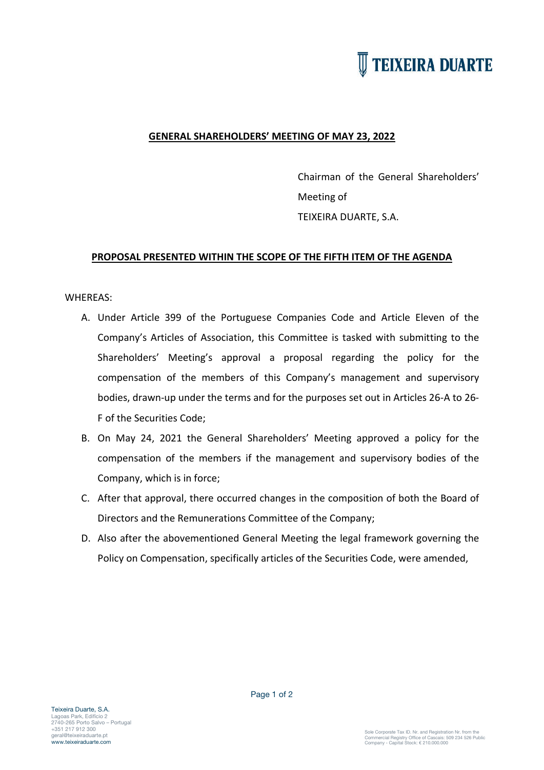**GENERAL SHAREHOLDERS' MEETING OF MAY 23, 2022**

Chairman of the General Shareholders' Meeting of
TEIXEIRA DUARTE, S.A.

**PROPOSAL PRESENTED WITHIN THE SCOPE OF THE FIFTH ITEM OF THE AGENDA**

WHEREAS:

A. Under Article 399 of the Portuguese Companies Code and Article Eleven of the Company's Articles of Association, this Committee is tasked with submitting to the Shareholders' Meeting's approval a proposal regarding the policy for the compensation of the members of this Company's management and supervisory bodies, drawn-up under the terms and for the purposes set out in Articles 26-A to 26-F of the Securities Code;

B. On May 24, 2021 the General Shareholders' Meeting approved a policy for the compensation of the members if the management and supervisory bodies of the Company, which is in force;

C. After that approval, there occurred changes in the composition of both the Board of Directors and the Remunerations Committee of the Company;

D. Also after the abovementioned General Meeting the legal framework governing the Policy on Compensation, specifically articles of the Securities Code, were amended,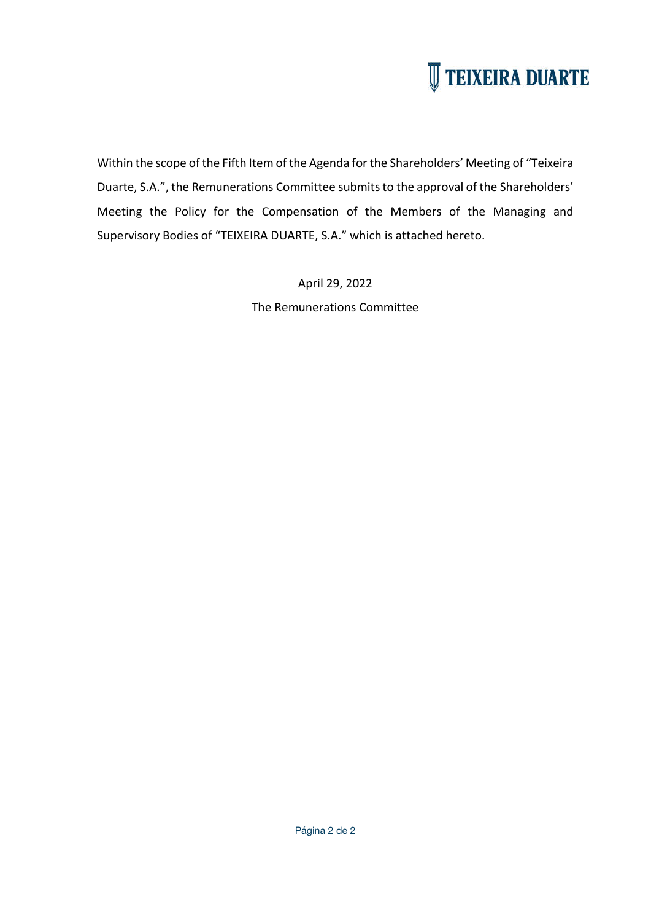Within the scope of the Fifth Item of the Agenda for the Shareholders' Meeting of "Teixeira Duarte, S.A.", the Remunerations Committee submits to the approval of the Shareholders' Meeting the Policy for the Compensation of the Members of the Managing and Supervisory Bodies of "TEIXEIRA DUARTE, S.A." which is attached hereto.

April 29, 2022

The Remunerations Committee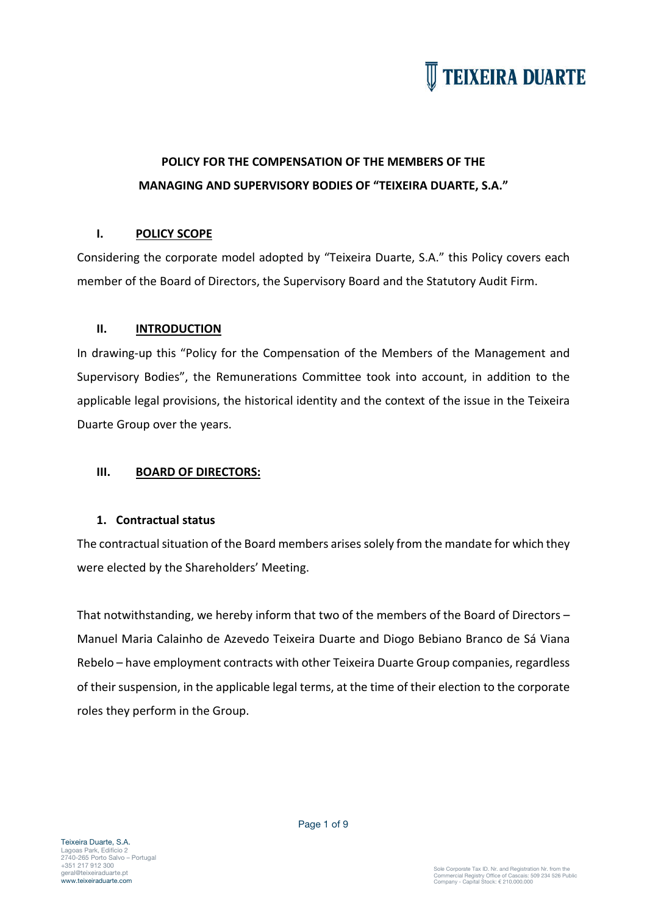# POLICY FOR THE COMPENSATION OF THE MEMBERS OF THE MANAGING AND SUPERVISORY BODIES OF "TEIXEIRA DUARTE, S.A."

## I. POLICY SCOPE

Considering the corporate model adopted by "Teixeira Duarte, S.A." this Policy covers each member of the Board of Directors, the Supervisory Board and the Statutory Audit Firm.

## II. INTRODUCTION

In drawing-up this "Policy for the Compensation of the Members of the Management and Supervisory Bodies", the Remunerations Committee took into account, in addition to the applicable legal provisions, the historical identity and the context of the issue in the Teixeira Duarte Group over the years.

## III. BOARD OF DIRECTORS:

### 1. Contractual status

The contractual situation of the Board members arises solely from the mandate for which they were elected by the Shareholders' Meeting.

That notwithstanding, we hereby inform that two of the members of the Board of Directors – Manuel Maria Calainho de Azevedo Teixeira Duarte and Diogo Bebiano Branco de Sá Viana Rebelo – have employment contracts with other Teixeira Duarte Group companies, regardless of their suspension, in the applicable legal terms, at the time of their election to the corporate roles they perform in the Group.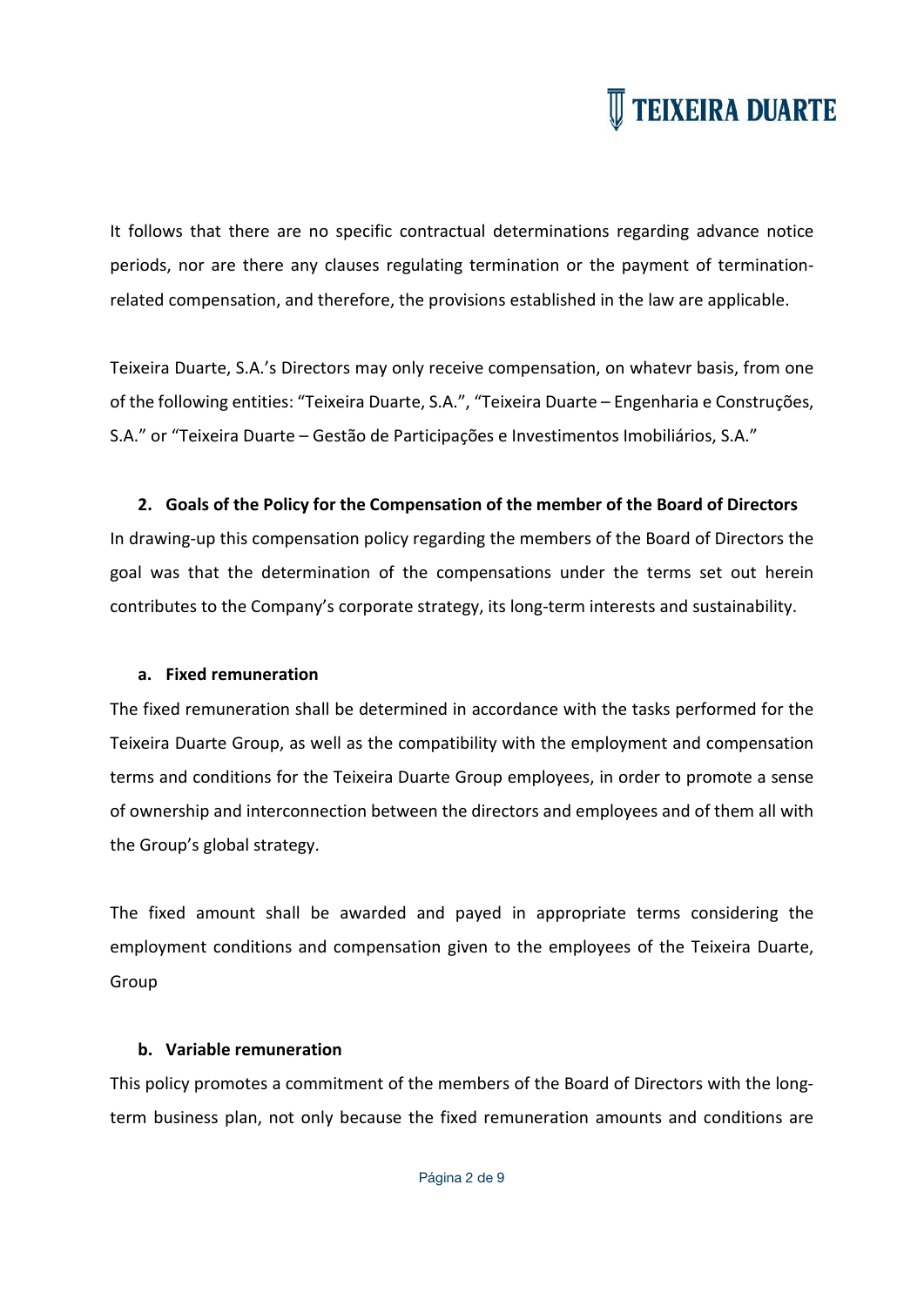It follows that there are no specific contractual determinations regarding advance notice periods, nor are there any clauses regulating termination or the payment of termination-related compensation, and therefore, the provisions established in the law are applicable.

Teixeira Duarte, S.A.'s Directors may only receive compensation, on whatevr basis, from one of the following entities: "Teixeira Duarte, S.A.", "Teixeira Duarte – Engenharia e Construções, S.A." or "Teixeira Duarte – Gestão de Participações e Investimentos Imobiliários, S.A."

## 2. Goals of the Policy for the Compensation of the member of the Board of Directors

In drawing-up this compensation policy regarding the members of the Board of Directors the goal was that the determination of the compensations under the terms set out herein contributes to the Company's corporate strategy, its long-term interests and sustainability.

### a. Fixed remuneration

The fixed remuneration shall be determined in accordance with the tasks performed for the Teixeira Duarte Group, as well as the compatibility with the employment and compensation terms and conditions for the Teixeira Duarte Group employees, in order to promote a sense of ownership and interconnection between the directors and employees and of them all with the Group's global strategy.

The fixed amount shall be awarded and payed in appropriate terms considering the employment conditions and compensation given to the employees of the Teixeira Duarte, Group

### b. Variable remuneration

This policy promotes a commitment of the members of the Board of Directors with the long-term business plan, not only because the fixed remuneration amounts and conditions are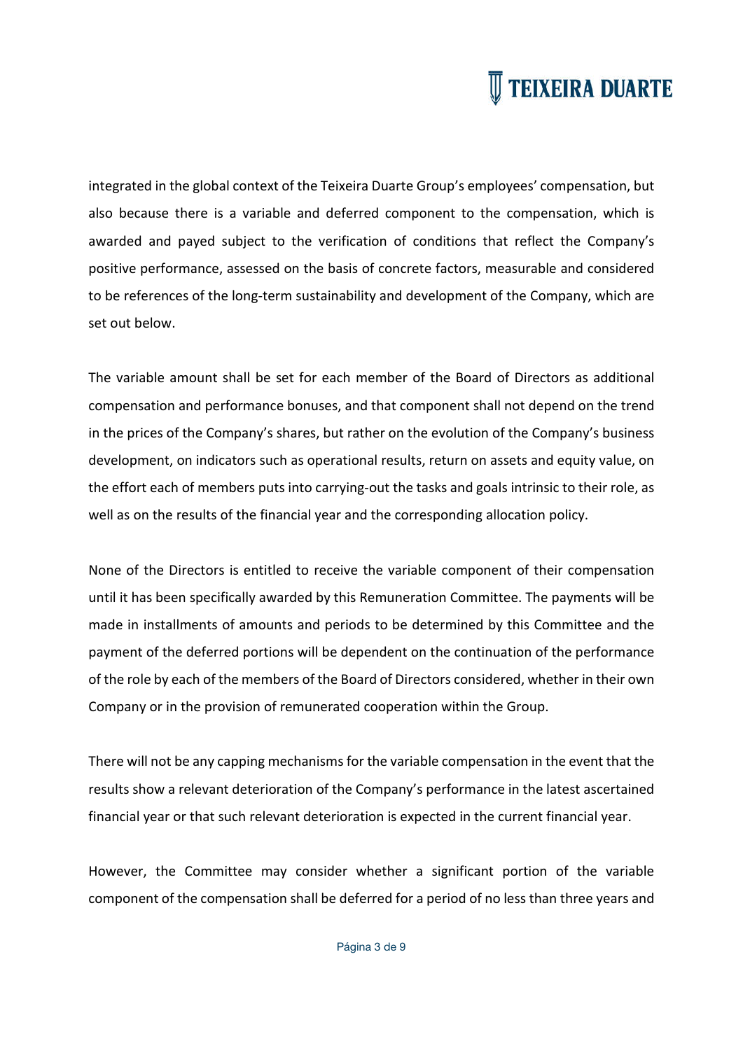integrated in the global context of the Teixeira Duarte Group's employees' compensation, but also because there is a variable and deferred component to the compensation, which is awarded and payed subject to the verification of conditions that reflect the Company's positive performance, assessed on the basis of concrete factors, measurable and considered to be references of the long-term sustainability and development of the Company, which are set out below.

The variable amount shall be set for each member of the Board of Directors as additional compensation and performance bonuses, and that component shall not depend on the trend in the prices of the Company's shares, but rather on the evolution of the Company's business development, on indicators such as operational results, return on assets and equity value, on the effort each of members puts into carrying-out the tasks and goals intrinsic to their role, as well as on the results of the financial year and the corresponding allocation policy.

None of the Directors is entitled to receive the variable component of their compensation until it has been specifically awarded by this Remuneration Committee. The payments will be made in installments of amounts and periods to be determined by this Committee and the payment of the deferred portions will be dependent on the continuation of the performance of the role by each of the members of the Board of Directors considered, whether in their own Company or in the provision of remunerated cooperation within the Group.

There will not be any capping mechanisms for the variable compensation in the event that the results show a relevant deterioration of the Company's performance in the latest ascertained financial year or that such relevant deterioration is expected in the current financial year.

However, the Committee may consider whether a significant portion of the variable component of the compensation shall be deferred for a period of no less than three years and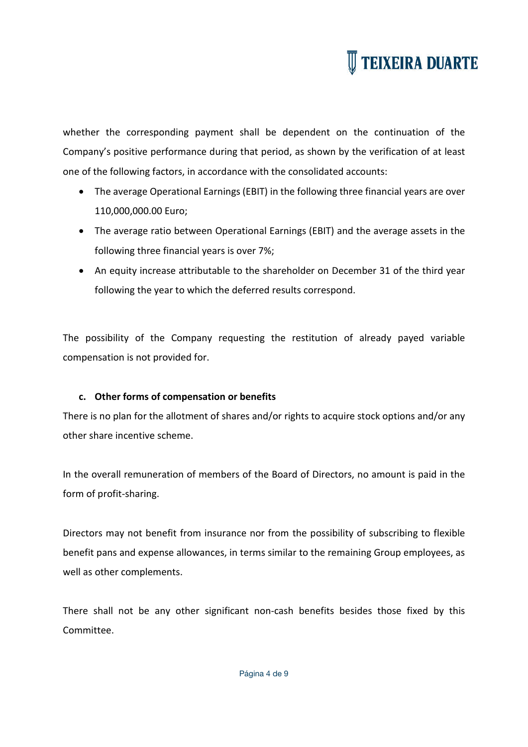whether the corresponding payment shall be dependent on the continuation of the Company's positive performance during that period, as shown by the verification of at least one of the following factors, in accordance with the consolidated accounts:

- The average Operational Earnings (EBIT) in the following three financial years are over 110,000,000.00 Euro;
- The average ratio between Operational Earnings (EBIT) and the average assets in the following three financial years is over 7%;
- An equity increase attributable to the shareholder on December 31 of the third year following the year to which the deferred results correspond.

The possibility of the Company requesting the restitution of already payed variable compensation is not provided for.

**c. Other forms of compensation or benefits**

There is no plan for the allotment of shares and/or rights to acquire stock options and/or any other share incentive scheme.

In the overall remuneration of members of the Board of Directors, no amount is paid in the form of profit-sharing.

Directors may not benefit from insurance nor from the possibility of subscribing to flexible benefit pans and expense allowances, in terms similar to the remaining Group employees, as well as other complements.

There shall not be any other significant non-cash benefits besides those fixed by this Committee.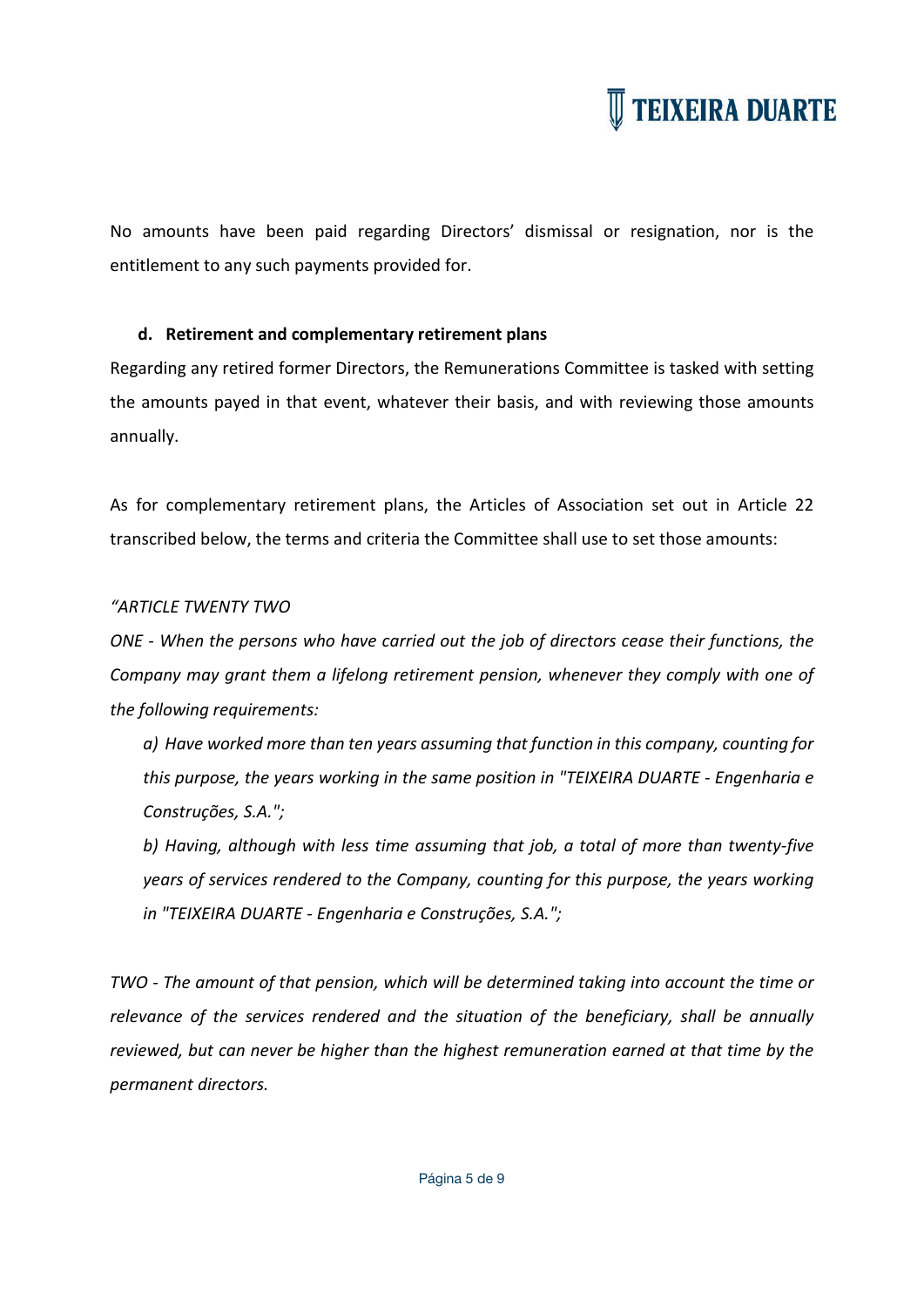No amounts have been paid regarding Directors' dismissal or resignation, nor is the entitlement to any such payments provided for.

### d. Retirement and complementary retirement plans

Regarding any retired former Directors, the Remunerations Committee is tasked with setting the amounts payed in that event, whatever their basis, and with reviewing those amounts annually.

As for complementary retirement plans, the Articles of Association set out in Article 22 transcribed below, the terms and criteria the Committee shall use to set those amounts:

*"ARTICLE TWENTY TWO*

*ONE - When the persons who have carried out the job of directors cease their functions, the Company may grant them a lifelong retirement pension, whenever they comply with one of the following requirements:*

> *a) Have worked more than ten years assuming that function in this company, counting for this purpose, the years working in the same position in "TEIXEIRA DUARTE - Engenharia e Construções, S.A.";*
>
> *b) Having, although with less time assuming that job, a total of more than twenty-five years of services rendered to the Company, counting for this purpose, the years working in "TEIXEIRA DUARTE - Engenharia e Construções, S.A.";*

*TWO - The amount of that pension, which will be determined taking into account the time or relevance of the services rendered and the situation of the beneficiary, shall be annually reviewed, but can never be higher than the highest remuneration earned at that time by the permanent directors.*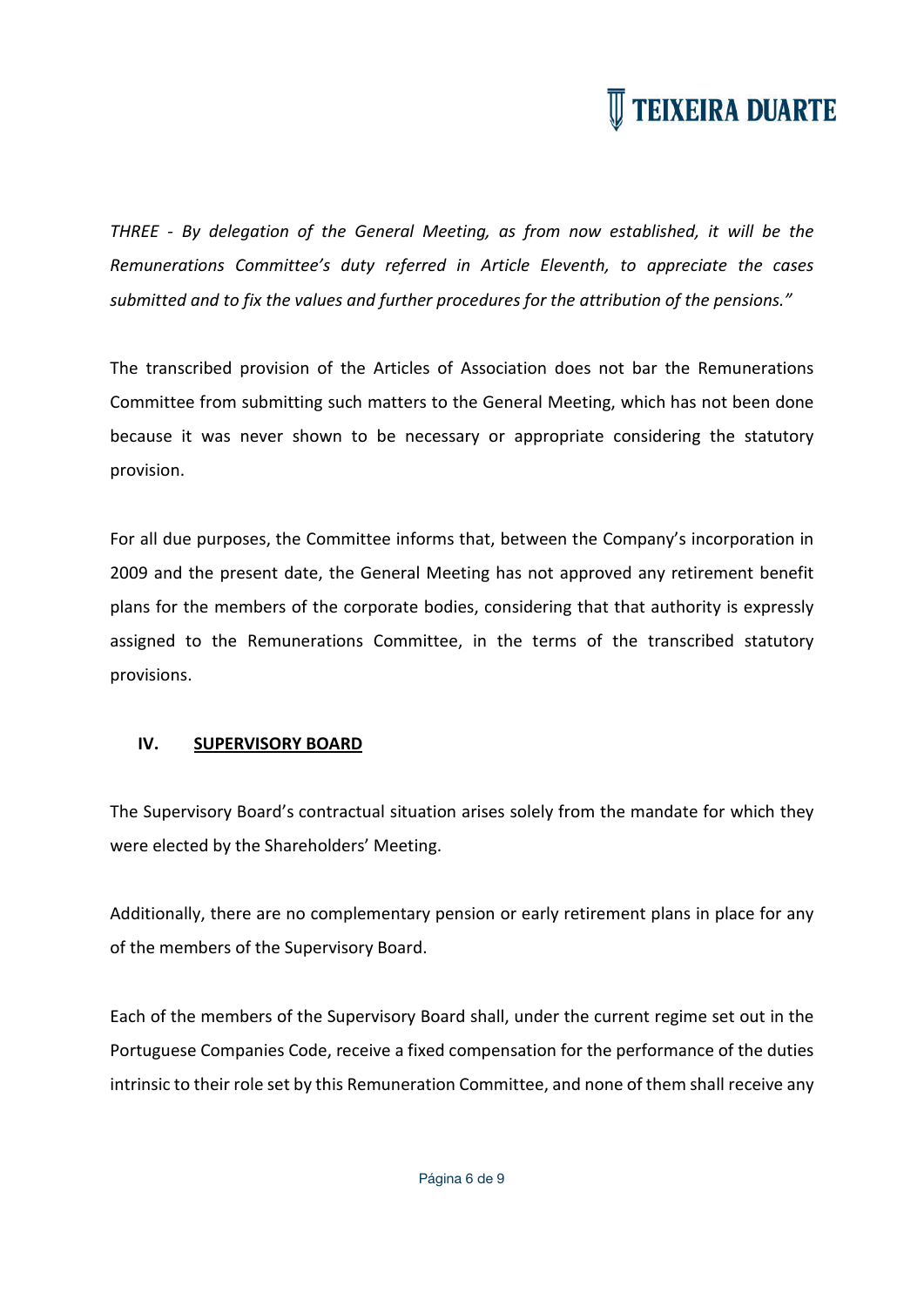*THREE - By delegation of the General Meeting, as from now established, it will be the Remunerations Committee's duty referred in Article Eleventh, to appreciate the cases submitted and to fix the values and further procedures for the attribution of the pensions."*

The transcribed provision of the Articles of Association does not bar the Remunerations Committee from submitting such matters to the General Meeting, which has not been done because it was never shown to be necessary or appropriate considering the statutory provision.

For all due purposes, the Committee informs that, between the Company's incorporation in 2009 and the present date, the General Meeting has not approved any retirement benefit plans for the members of the corporate bodies, considering that that authority is expressly assigned to the Remunerations Committee, in the terms of the transcribed statutory provisions.

## IV. <u>SUPERVISORY BOARD</u>

The Supervisory Board's contractual situation arises solely from the mandate for which they were elected by the Shareholders' Meeting.

Additionally, there are no complementary pension or early retirement plans in place for any of the members of the Supervisory Board.

Each of the members of the Supervisory Board shall, under the current regime set out in the Portuguese Companies Code, receive a fixed compensation for the performance of the duties intrinsic to their role set by this Remuneration Committee, and none of them shall receive any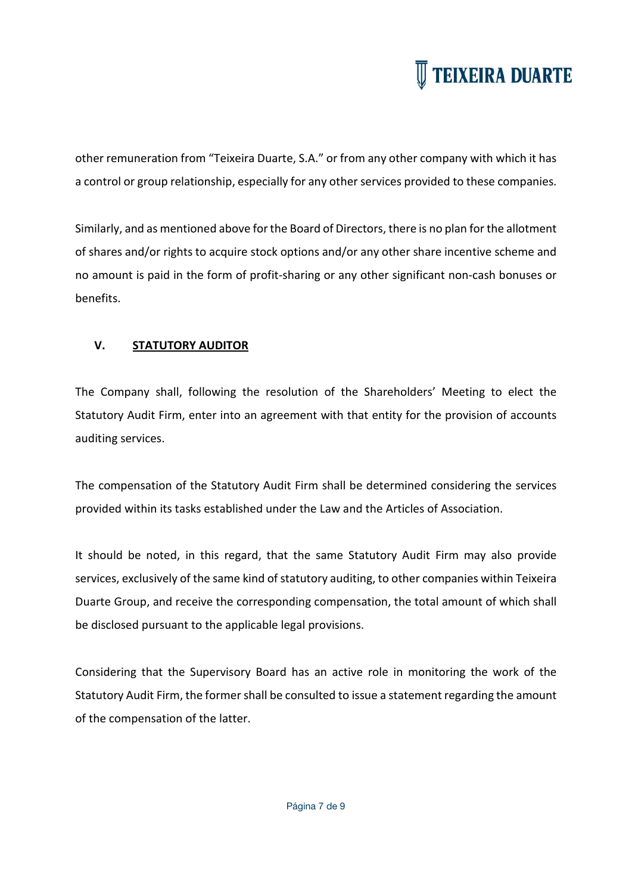other remuneration from "Teixeira Duarte, S.A." or from any other company with which it has a control or group relationship, especially for any other services provided to these companies.

Similarly, and as mentioned above for the Board of Directors, there is no plan for the allotment of shares and/or rights to acquire stock options and/or any other share incentive scheme and no amount is paid in the form of profit-sharing or any other significant non-cash bonuses or benefits.

## V. <u>STATUTORY AUDITOR</u>

The Company shall, following the resolution of the Shareholders' Meeting to elect the Statutory Audit Firm, enter into an agreement with that entity for the provision of accounts auditing services.

The compensation of the Statutory Audit Firm shall be determined considering the services provided within its tasks established under the Law and the Articles of Association.

It should be noted, in this regard, that the same Statutory Audit Firm may also provide services, exclusively of the same kind of statutory auditing, to other companies within Teixeira Duarte Group, and receive the corresponding compensation, the total amount of which shall be disclosed pursuant to the applicable legal provisions.

Considering that the Supervisory Board has an active role in monitoring the work of the Statutory Audit Firm, the former shall be consulted to issue a statement regarding the amount of the compensation of the latter.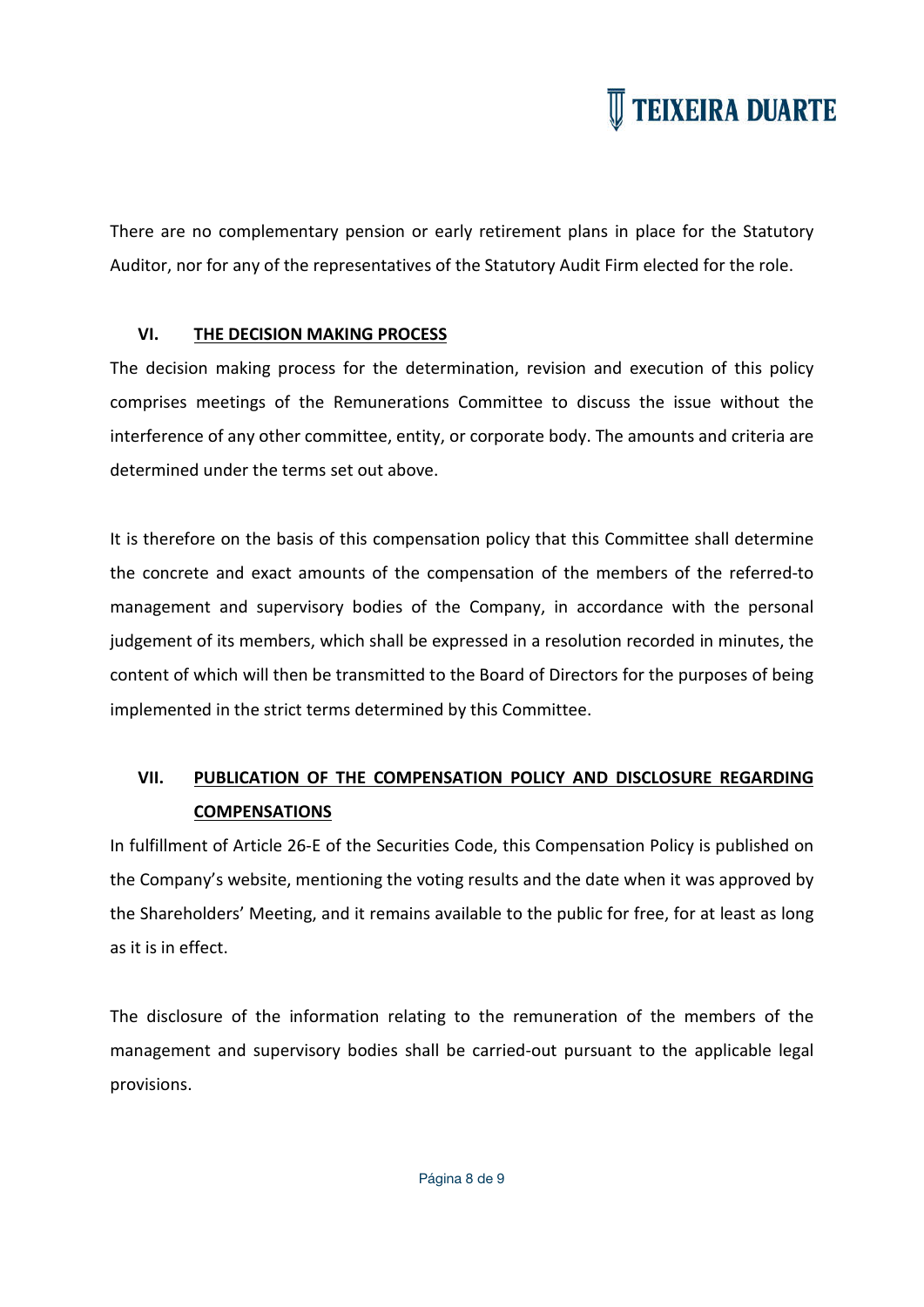There are no complementary pension or early retirement plans in place for the Statutory Auditor, nor for any of the representatives of the Statutory Audit Firm elected for the role.

## VI. THE DECISION MAKING PROCESS

The decision making process for the determination, revision and execution of this policy comprises meetings of the Remunerations Committee to discuss the issue without the interference of any other committee, entity, or corporate body. The amounts and criteria are determined under the terms set out above.

It is therefore on the basis of this compensation policy that this Committee shall determine the concrete and exact amounts of the compensation of the members of the referred-to management and supervisory bodies of the Company, in accordance with the personal judgement of its members, which shall be expressed in a resolution recorded in minutes, the content of which will then be transmitted to the Board of Directors for the purposes of being implemented in the strict terms determined by this Committee.

## VII. PUBLICATION OF THE COMPENSATION POLICY AND DISCLOSURE REGARDING COMPENSATIONS

In fulfillment of Article 26-E of the Securities Code, this Compensation Policy is published on the Company's website, mentioning the voting results and the date when it was approved by the Shareholders' Meeting, and it remains available to the public for free, for at least as long as it is in effect.

The disclosure of the information relating to the remuneration of the members of the management and supervisory bodies shall be carried-out pursuant to the applicable legal provisions.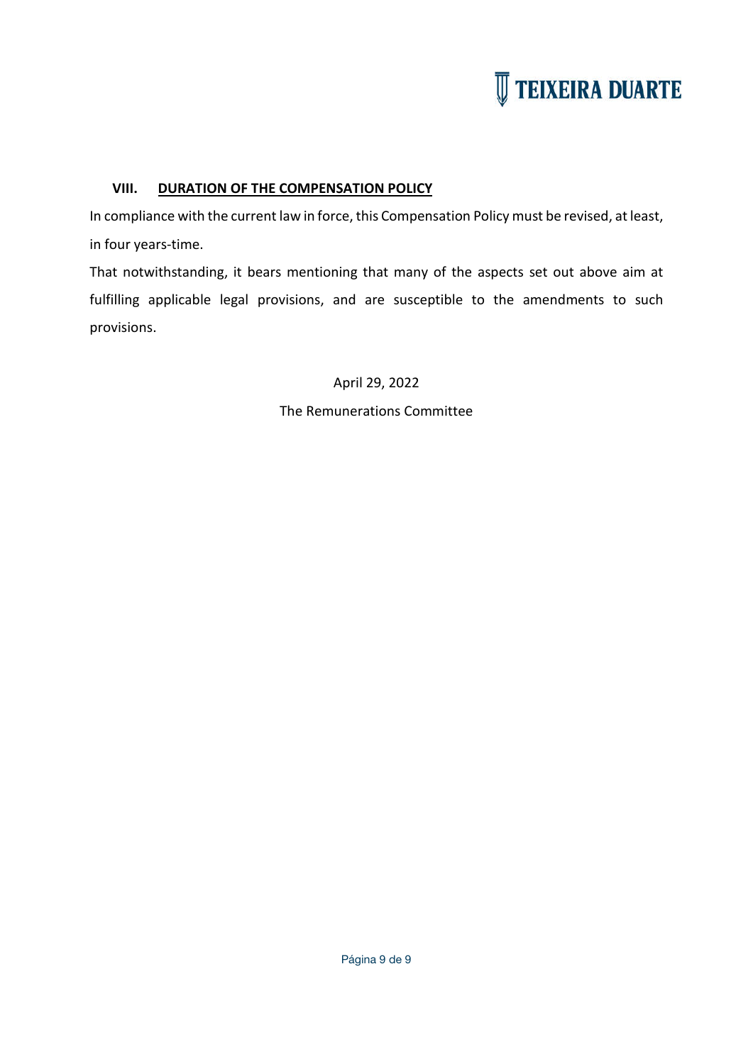## VIII. DURATION OF THE COMPENSATION POLICY

In compliance with the current law in force, this Compensation Policy must be revised, at least, in four years-time.

That notwithstanding, it bears mentioning that many of the aspects set out above aim at fulfilling applicable legal provisions, and are susceptible to the amendments to such provisions.

April 29, 2022

The Remunerations Committee